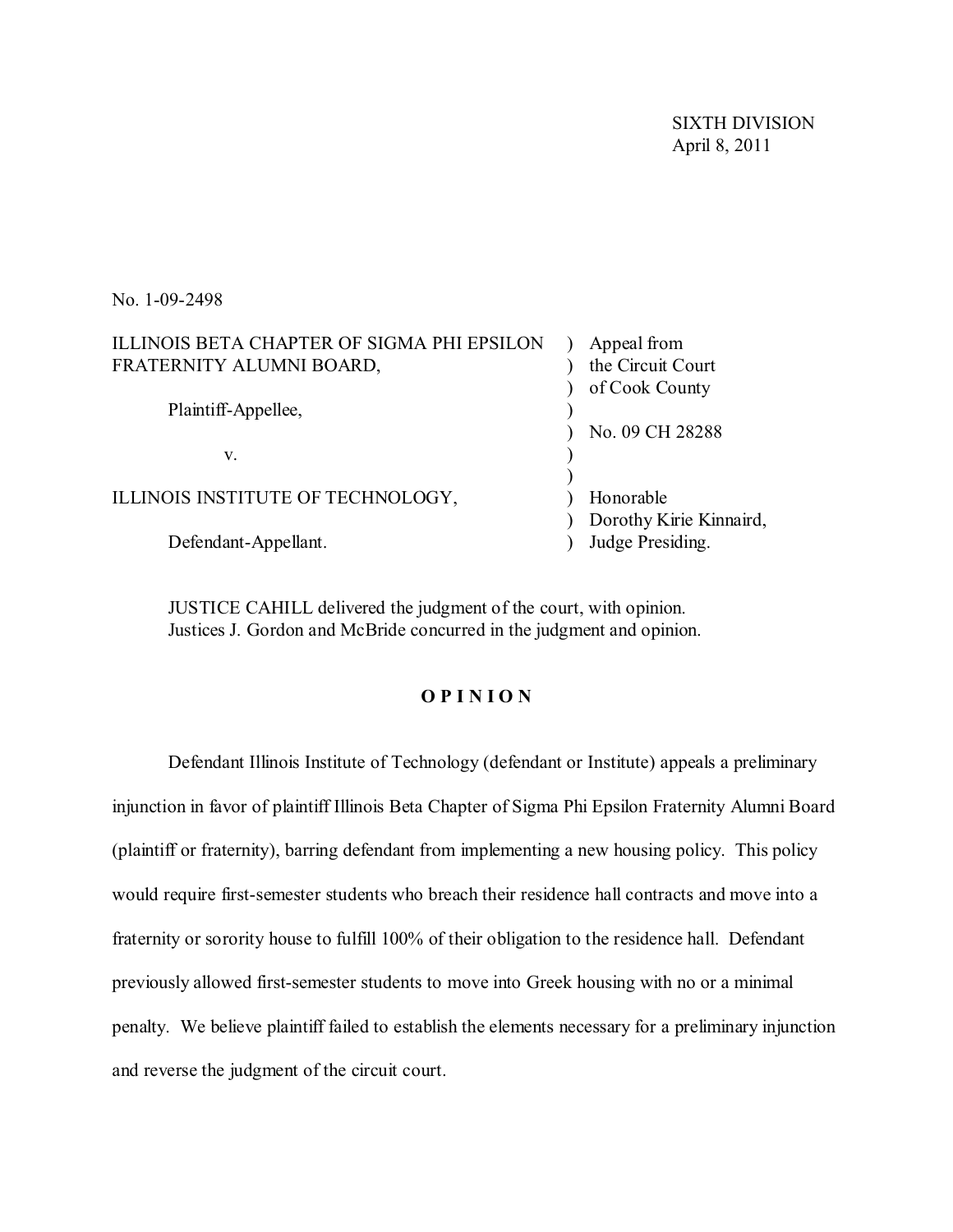SIXTH DIVISION
April 8, 2011

No. 1-09-2498

| | | |
|---|---|---|
| ILLINOIS BETA CHAPTER OF SIGMA PHI EPSILON FRATERNITY ALUMNI BOARD, | ) | Appeal from the Circuit Court of Cook County |
| Plaintiff-Appellee, | ) | |
| | ) | No. 09 CH 28288 |
| v. | ) | |
| ILLINOIS INSTITUTE OF TECHNOLOGY, | ) | Honorable Dorothy Kirie Kinnaird, |
| Defendant-Appellant. | ) | Judge Presiding. |

JUSTICE CAHILL delivered the judgment of the court, with opinion.
Justices J. Gordon and McBride concurred in the judgment and opinion.

**O P I N I O N**

Defendant Illinois Institute of Technology (defendant or Institute) appeals a preliminary injunction in favor of plaintiff Illinois Beta Chapter of Sigma Phi Epsilon Fraternity Alumni Board (plaintiff or fraternity), barring defendant from implementing a new housing policy. This policy would require first-semester students who breach their residence hall contracts and move into a fraternity or sorority house to fulfill 100% of their obligation to the residence hall. Defendant previously allowed first-semester students to move into Greek housing with no or a minimal penalty. We believe plaintiff failed to establish the elements necessary for a preliminary injunction and reverse the judgment of the circuit court.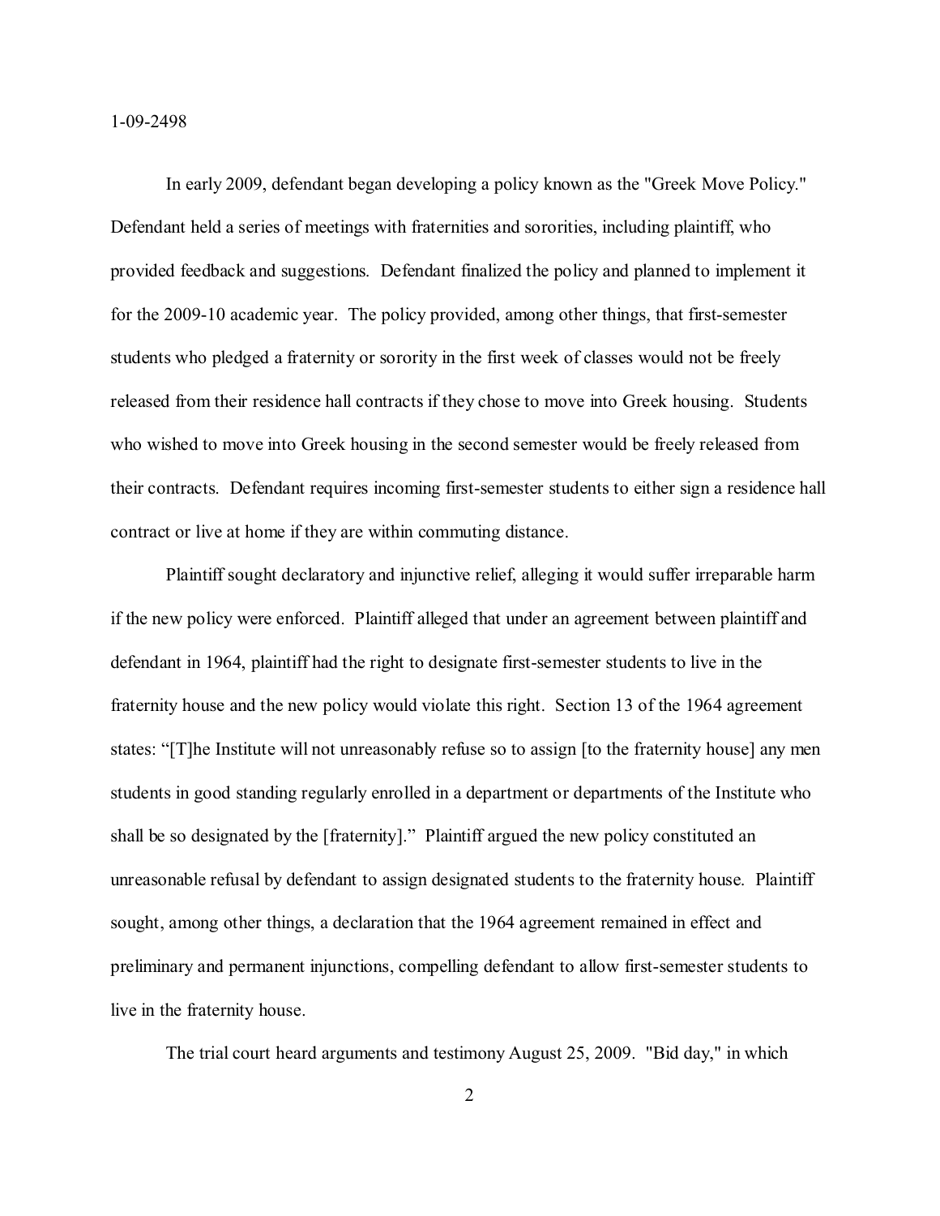In early 2009, defendant began developing a policy known as the "Greek Move Policy." Defendant held a series of meetings with fraternities and sororities, including plaintiff, who provided feedback and suggestions. Defendant finalized the policy and planned to implement it for the 2009-10 academic year. The policy provided, among other things, that first-semester students who pledged a fraternity or sorority in the first week of classes would not be freely released from their residence hall contracts if they chose to move into Greek housing. Students who wished to move into Greek housing in the second semester would be freely released from their contracts. Defendant requires incoming first-semester students to either sign a residence hall contract or live at home if they are within commuting distance.

Plaintiff sought declaratory and injunctive relief, alleging it would suffer irreparable harm if the new policy were enforced. Plaintiff alleged that under an agreement between plaintiff and defendant in 1964, plaintiff had the right to designate first-semester students to live in the fraternity house and the new policy would violate this right. Section 13 of the 1964 agreement states: "[T]he Institute will not unreasonably refuse so to assign [to the fraternity house] any men students in good standing regularly enrolled in a department or departments of the Institute who shall be so designated by the [fraternity]." Plaintiff argued the new policy constituted an unreasonable refusal by defendant to assign designated students to the fraternity house. Plaintiff sought, among other things, a declaration that the 1964 agreement remained in effect and preliminary and permanent injunctions, compelling defendant to allow first-semester students to live in the fraternity house.

The trial court heard arguments and testimony August 25, 2009. "Bid day," in which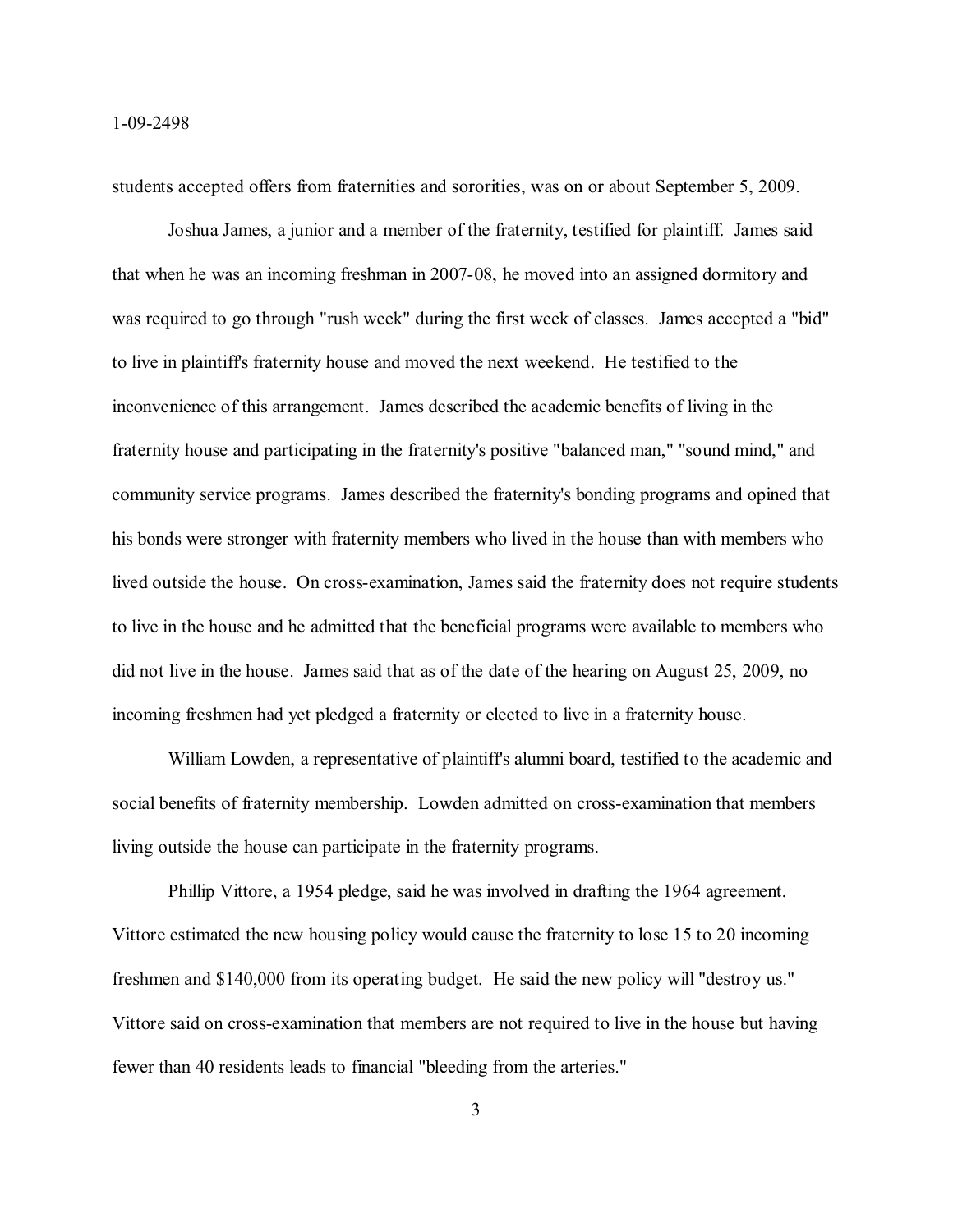students accepted offers from fraternities and sororities, was on or about September 5, 2009.

Joshua James, a junior and a member of the fraternity, testified for plaintiff. James said that when he was an incoming freshman in 2007-08, he moved into an assigned dormitory and was required to go through "rush week" during the first week of classes. James accepted a "bid" to live in plaintiff's fraternity house and moved the next weekend. He testified to the inconvenience of this arrangement. James described the academic benefits of living in the fraternity house and participating in the fraternity's positive "balanced man," "sound mind," and community service programs. James described the fraternity's bonding programs and opined that his bonds were stronger with fraternity members who lived in the house than with members who lived outside the house. On cross-examination, James said the fraternity does not require students to live in the house and he admitted that the beneficial programs were available to members who did not live in the house. James said that as of the date of the hearing on August 25, 2009, no incoming freshmen had yet pledged a fraternity or elected to live in a fraternity house.

William Lowden, a representative of plaintiff's alumni board, testified to the academic and social benefits of fraternity membership. Lowden admitted on cross-examination that members living outside the house can participate in the fraternity programs.

Phillip Vittore, a 1954 pledge, said he was involved in drafting the 1964 agreement. Vittore estimated the new housing policy would cause the fraternity to lose 15 to 20 incoming freshmen and $140,000 from its operating budget. He said the new policy will "destroy us." Vittore said on cross-examination that members are not required to live in the house but having fewer than 40 residents leads to financial "bleeding from the arteries."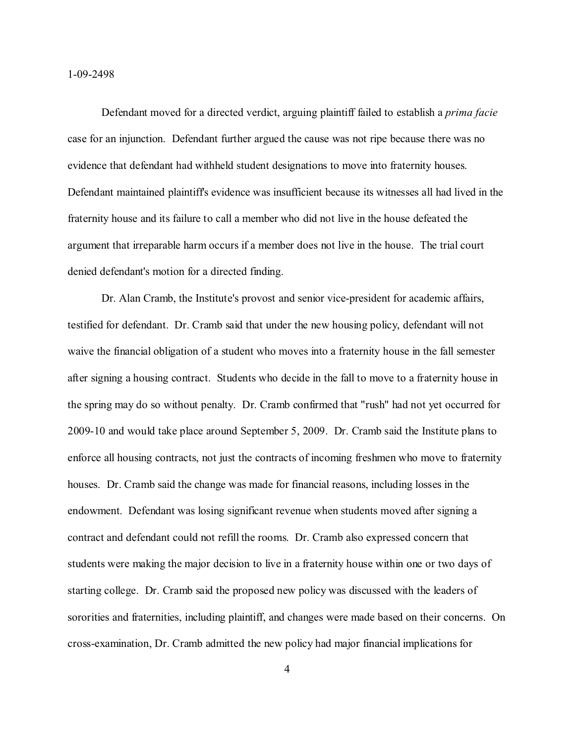Defendant moved for a directed verdict, arguing plaintiff failed to establish a *prima facie* case for an injunction. Defendant further argued the cause was not ripe because there was no evidence that defendant had withheld student designations to move into fraternity houses. Defendant maintained plaintiff's evidence was insufficient because its witnesses all had lived in the fraternity house and its failure to call a member who did not live in the house defeated the argument that irreparable harm occurs if a member does not live in the house. The trial court denied defendant's motion for a directed finding.

Dr. Alan Cramb, the Institute's provost and senior vice-president for academic affairs, testified for defendant. Dr. Cramb said that under the new housing policy, defendant will not waive the financial obligation of a student who moves into a fraternity house in the fall semester after signing a housing contract. Students who decide in the fall to move to a fraternity house in the spring may do so without penalty. Dr. Cramb confirmed that "rush" had not yet occurred for 2009-10 and would take place around September 5, 2009. Dr. Cramb said the Institute plans to enforce all housing contracts, not just the contracts of incoming freshmen who move to fraternity houses. Dr. Cramb said the change was made for financial reasons, including losses in the endowment. Defendant was losing significant revenue when students moved after signing a contract and defendant could not refill the rooms. Dr. Cramb also expressed concern that students were making the major decision to live in a fraternity house within one or two days of starting college. Dr. Cramb said the proposed new policy was discussed with the leaders of sororities and fraternities, including plaintiff, and changes were made based on their concerns. On cross-examination, Dr. Cramb admitted the new policy had major financial implications for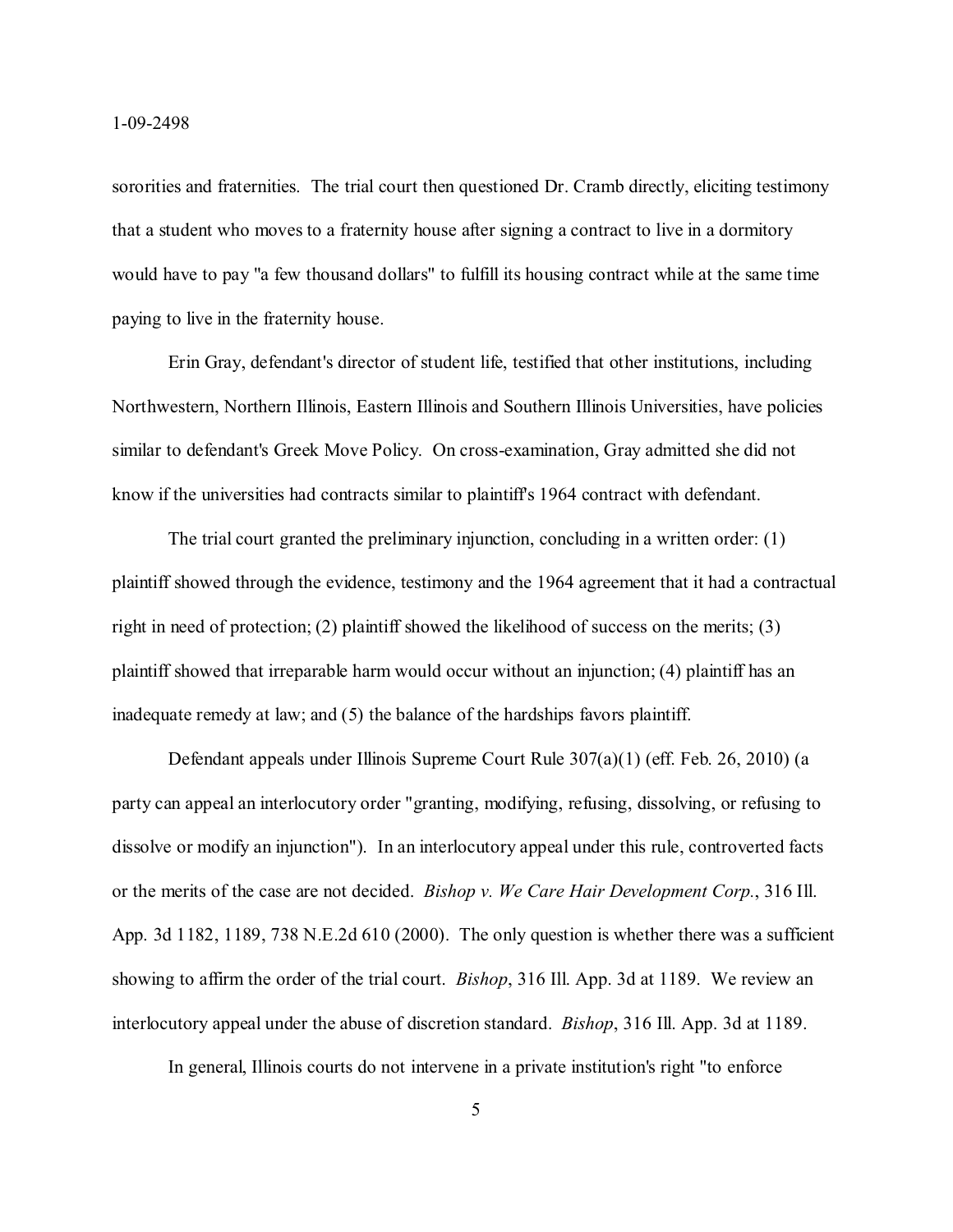sororities and fraternities. The trial court then questioned Dr. Cramb directly, eliciting testimony that a student who moves to a fraternity house after signing a contract to live in a dormitory would have to pay "a few thousand dollars" to fulfill its housing contract while at the same time paying to live in the fraternity house.

Erin Gray, defendant's director of student life, testified that other institutions, including Northwestern, Northern Illinois, Eastern Illinois and Southern Illinois Universities, have policies similar to defendant's Greek Move Policy. On cross-examination, Gray admitted she did not know if the universities had contracts similar to plaintiff's 1964 contract with defendant.

The trial court granted the preliminary injunction, concluding in a written order: (1) plaintiff showed through the evidence, testimony and the 1964 agreement that it had a contractual right in need of protection; (2) plaintiff showed the likelihood of success on the merits; (3) plaintiff showed that irreparable harm would occur without an injunction; (4) plaintiff has an inadequate remedy at law; and (5) the balance of the hardships favors plaintiff.

Defendant appeals under Illinois Supreme Court Rule 307(a)(1) (eff. Feb. 26, 2010) (a party can appeal an interlocutory order "granting, modifying, refusing, dissolving, or refusing to dissolve or modify an injunction"). In an interlocutory appeal under this rule, controverted facts or the merits of the case are not decided. *Bishop v. We Care Hair Development Corp.*, 316 Ill. App. 3d 1182, 1189, 738 N.E.2d 610 (2000). The only question is whether there was a sufficient showing to affirm the order of the trial court. *Bishop*, 316 Ill. App. 3d at 1189. We review an interlocutory appeal under the abuse of discretion standard. *Bishop*, 316 Ill. App. 3d at 1189.

In general, Illinois courts do not intervene in a private institution's right "to enforce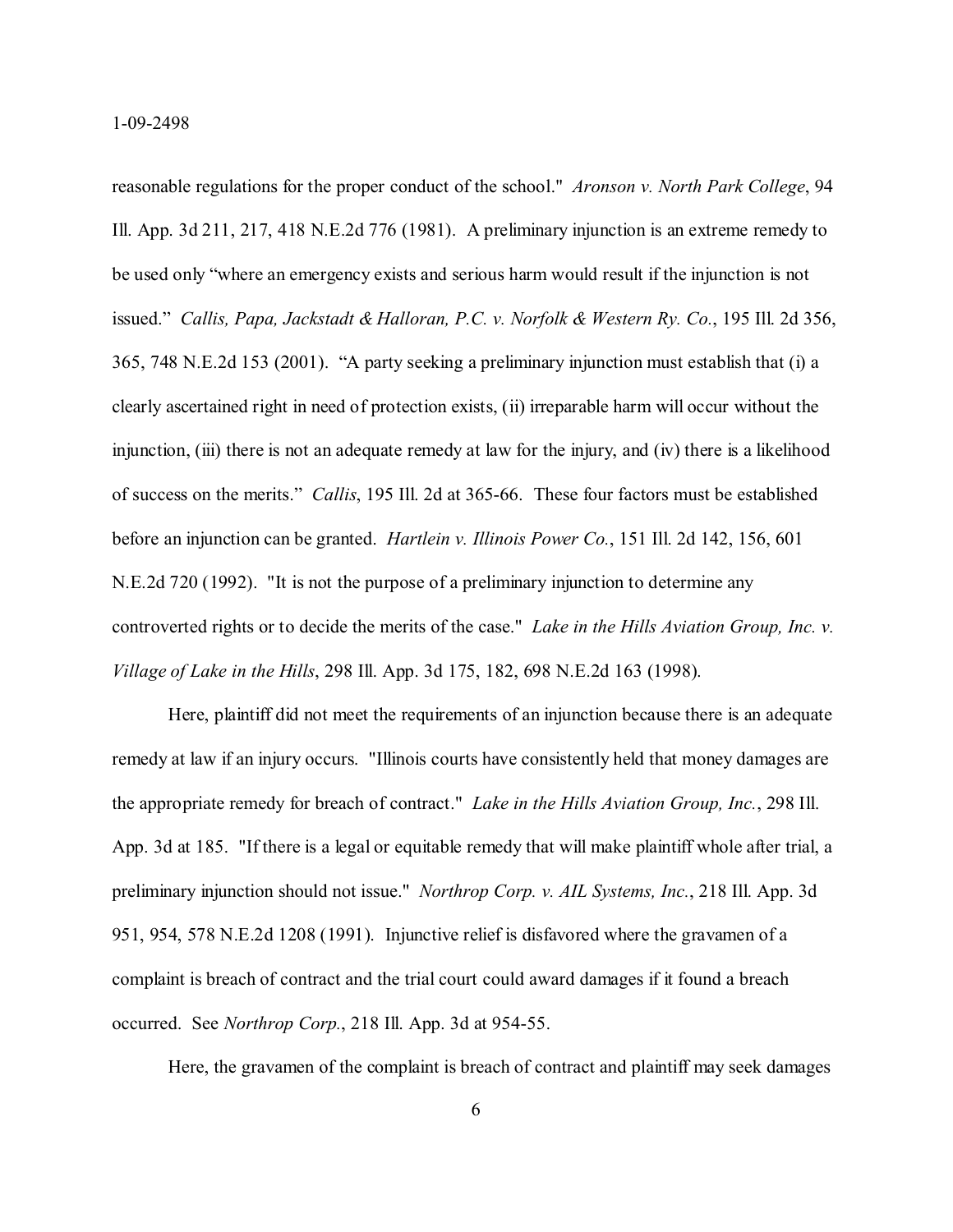reasonable regulations for the proper conduct of the school." *Aronson v. North Park College*, 94 Ill. App. 3d 211, 217, 418 N.E.2d 776 (1981). A preliminary injunction is an extreme remedy to be used only "where an emergency exists and serious harm would result if the injunction is not issued." *Callis, Papa, Jackstadt & Halloran, P.C. v. Norfolk & Western Ry. Co.*, 195 Ill. 2d 356, 365, 748 N.E.2d 153 (2001). "A party seeking a preliminary injunction must establish that (i) a clearly ascertained right in need of protection exists, (ii) irreparable harm will occur without the injunction, (iii) there is not an adequate remedy at law for the injury, and (iv) there is a likelihood of success on the merits." *Callis*, 195 Ill. 2d at 365-66. These four factors must be established before an injunction can be granted. *Hartlein v. Illinois Power Co.*, 151 Ill. 2d 142, 156, 601 N.E.2d 720 (1992). "It is not the purpose of a preliminary injunction to determine any controverted rights or to decide the merits of the case." *Lake in the Hills Aviation Group, Inc. v. Village of Lake in the Hills*, 298 Ill. App. 3d 175, 182, 698 N.E.2d 163 (1998).

Here, plaintiff did not meet the requirements of an injunction because there is an adequate remedy at law if an injury occurs. "Illinois courts have consistently held that money damages are the appropriate remedy for breach of contract." *Lake in the Hills Aviation Group, Inc.*, 298 Ill. App. 3d at 185. "If there is a legal or equitable remedy that will make plaintiff whole after trial, a preliminary injunction should not issue." *Northrop Corp. v. AIL Systems, Inc.*, 218 Ill. App. 3d 951, 954, 578 N.E.2d 1208 (1991). Injunctive relief is disfavored where the gravamen of a complaint is breach of contract and the trial court could award damages if it found a breach occurred. See *Northrop Corp.*, 218 Ill. App. 3d at 954-55.

Here, the gravamen of the complaint is breach of contract and plaintiff may seek damages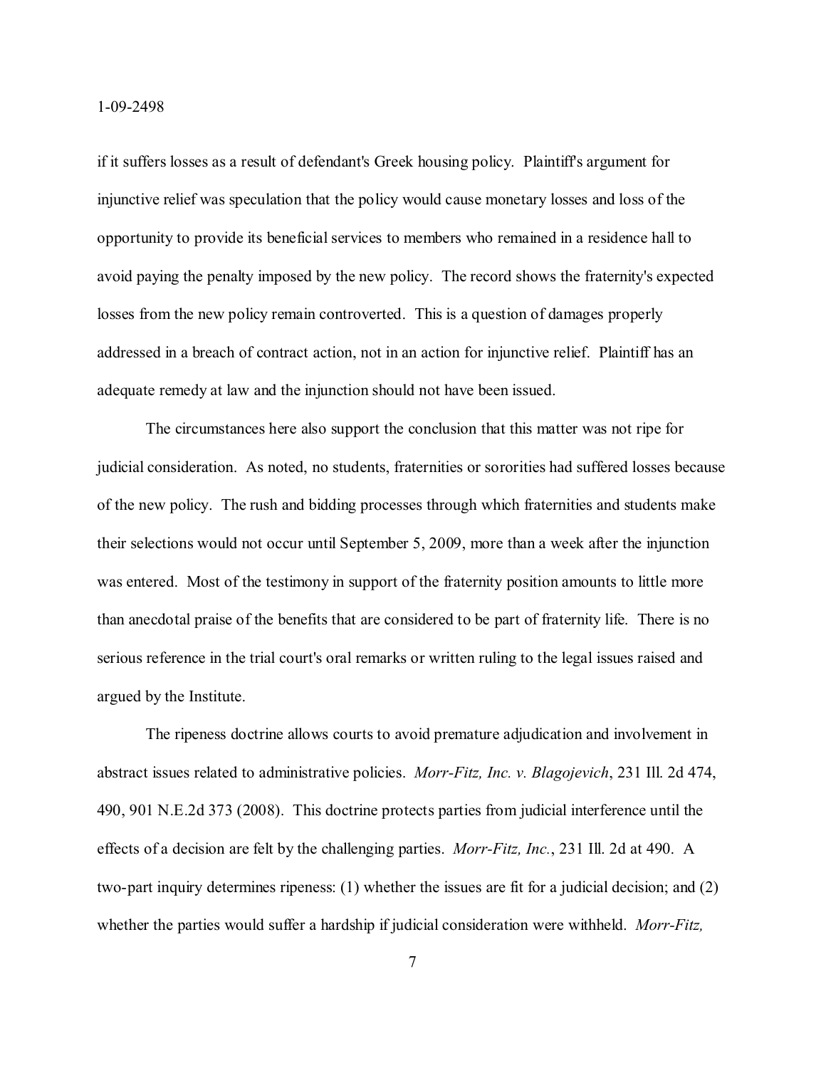if it suffers losses as a result of defendant's Greek housing policy. Plaintiff's argument for injunctive relief was speculation that the policy would cause monetary losses and loss of the opportunity to provide its beneficial services to members who remained in a residence hall to avoid paying the penalty imposed by the new policy. The record shows the fraternity's expected losses from the new policy remain controverted. This is a question of damages properly addressed in a breach of contract action, not in an action for injunctive relief. Plaintiff has an adequate remedy at law and the injunction should not have been issued.

The circumstances here also support the conclusion that this matter was not ripe for judicial consideration. As noted, no students, fraternities or sororities had suffered losses because of the new policy. The rush and bidding processes through which fraternities and students make their selections would not occur until September 5, 2009, more than a week after the injunction was entered. Most of the testimony in support of the fraternity position amounts to little more than anecdotal praise of the benefits that are considered to be part of fraternity life. There is no serious reference in the trial court's oral remarks or written ruling to the legal issues raised and argued by the Institute.

The ripeness doctrine allows courts to avoid premature adjudication and involvement in abstract issues related to administrative policies. *Morr-Fitz, Inc. v. Blagojevich*, 231 Ill. 2d 474, 490, 901 N.E.2d 373 (2008). This doctrine protects parties from judicial interference until the effects of a decision are felt by the challenging parties. *Morr-Fitz, Inc.*, 231 Ill. 2d at 490. A two-part inquiry determines ripeness: (1) whether the issues are fit for a judicial decision; and (2) whether the parties would suffer a hardship if judicial consideration were withheld. *Morr-Fitz,*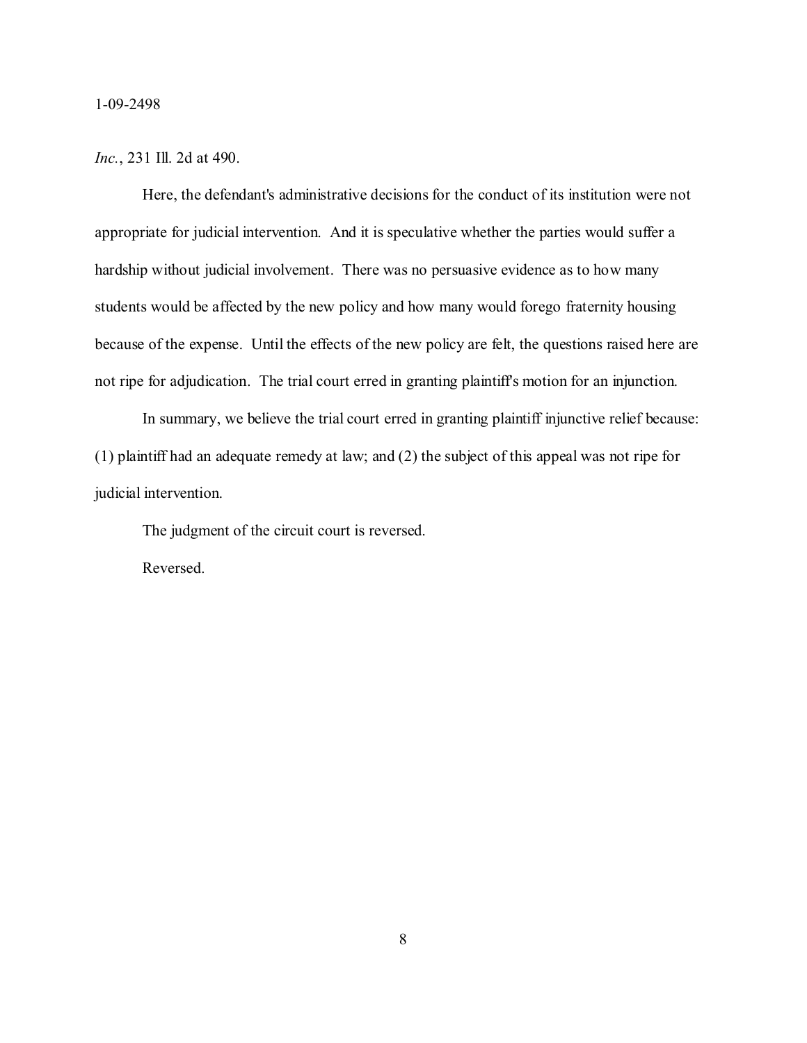*Inc.*, 231 Ill. 2d at 490.

Here, the defendant's administrative decisions for the conduct of its institution were not appropriate for judicial intervention. And it is speculative whether the parties would suffer a hardship without judicial involvement. There was no persuasive evidence as to how many students would be affected by the new policy and how many would forego fraternity housing because of the expense. Until the effects of the new policy are felt, the questions raised here are not ripe for adjudication. The trial court erred in granting plaintiff's motion for an injunction.

In summary, we believe the trial court erred in granting plaintiff injunctive relief because: (1) plaintiff had an adequate remedy at law; and (2) the subject of this appeal was not ripe for judicial intervention.

The judgment of the circuit court is reversed.

Reversed.